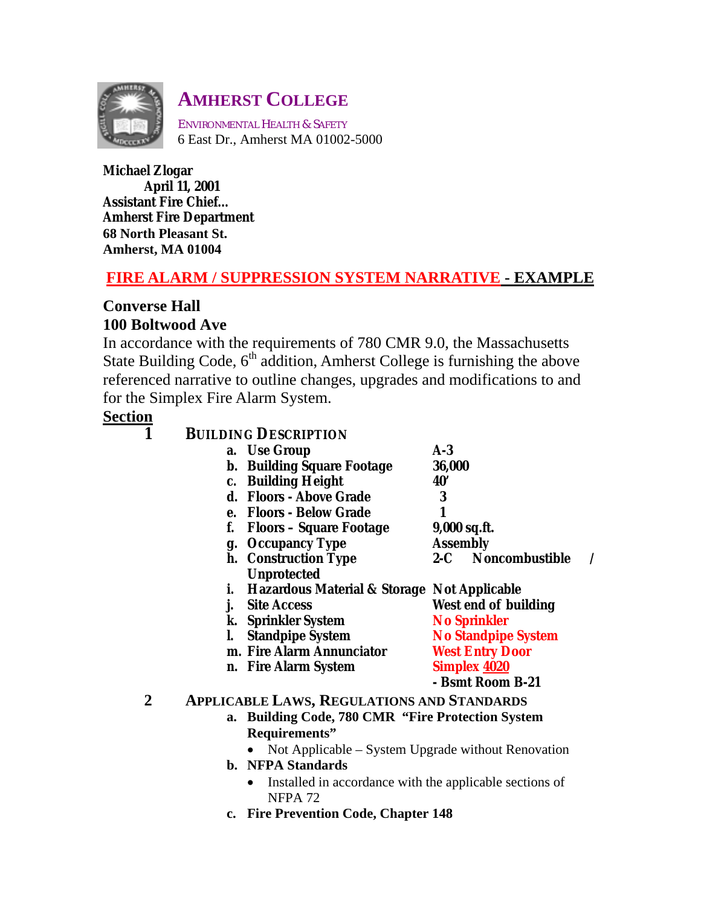# AMHERST COLLEGE

ENVIRONMENTAL HEALTH & SAFETY
6 East Dr., Amherst MA 01002-5000

**Michael Zlogar**
**April 11, 2001**
**Assistant Fire Chief...**
**Amherst Fire Department**
**68 North Pleasant St.**
**Amherst, MA 01004**

## FIRE ALARM / SUPPRESSION SYSTEM NARRATIVE - EXAMPLE

### Converse Hall
### 100 Boltwood Ave

In accordance with the requirements of 780 CMR 9.0, the Massachusetts State Building Code, 6th addition, Amherst College is furnishing the above referenced narrative to outline changes, upgrades and modifications to and for the Simplex Fire Alarm System.

**Section**

**1 BUILDING DESCRIPTION**

| | | |
|---|---|---|
| a. | **Use Group** | **A-3** |
| b. | **Building Square Footage** | **36,000** |
| c. | **Building Height** | **40'** |
| d. | **Floors - Above Grade** | **3** |
| e. | **Floors - Below Grade** | **1** |
| f. | **Floors – Square Footage** | **9,000 sq.ft.** |
| g. | **Occupancy Type** | **Assembly** |
| h. | **Construction Type** | **2-C Noncombustible / Unprotected** |
| i. | **Hazardous Material & Storage** | **Not Applicable** |
| j. | **Site Access** | **West end of building** |
| k. | **Sprinkler System** | **No Sprinkler** |
| l. | **Standpipe System** | **No Standpipe System** |
| m. | **Fire Alarm Annunciator** | **West Entry Door** |
| n. | **Fire Alarm System** | **Simplex 4020 - Bsmt Room B-21** |

**2 APPLICABLE LAWS, REGULATIONS AND STANDARDS**

a. **Building Code, 780 CMR "Fire Protection System Requirements"**
   - Not Applicable – System Upgrade without Renovation

b. **NFPA Standards**
   - Installed in accordance with the applicable sections of NFPA 72

c. **Fire Prevention Code, Chapter 148**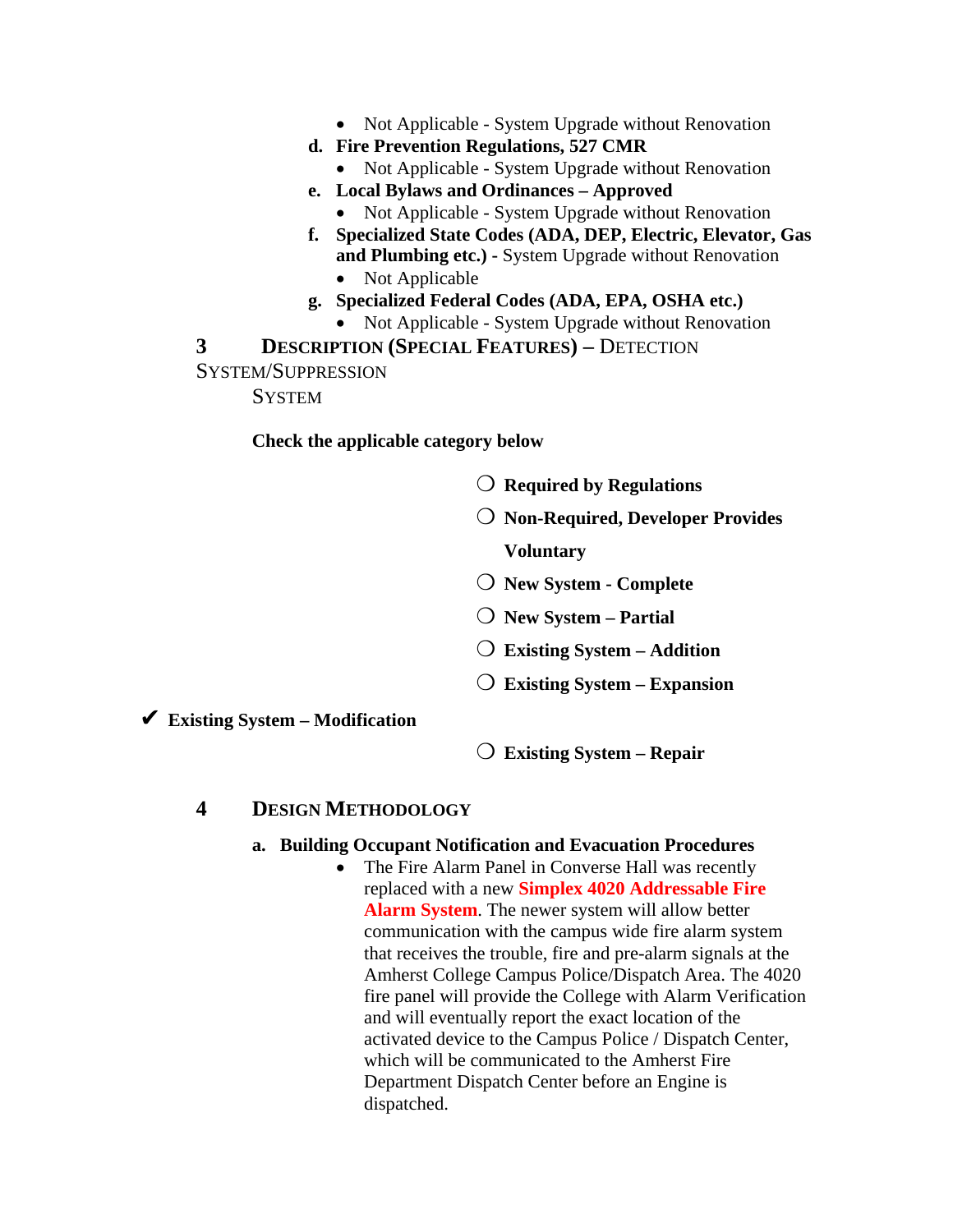- Not Applicable - System Upgrade without Renovation

d. **Fire Prevention Regulations, 527 CMR**
   - Not Applicable - System Upgrade without Renovation

e. **Local Bylaws and Ordinances – Approved**
   - Not Applicable - System Upgrade without Renovation

f. **Specialized State Codes (ADA, DEP, Electric, Elevator, Gas and Plumbing etc.)** - System Upgrade without Renovation
   - Not Applicable

g. **Specialized Federal Codes (ADA, EPA, OSHA etc.)**
   - Not Applicable - System Upgrade without Renovation

## 3 DESCRIPTION (SPECIAL FEATURES) – DETECTION SYSTEM/SUPPRESSION SYSTEM

**Check the applicable category below**

❍ **Required by Regulations**

❍ **Non-Required, Developer Provides Voluntary**

❍ **New System - Complete**

❍ **New System – Partial**

❍ **Existing System – Addition**

❍ **Existing System – Expansion**

✔ **Existing System – Modification**

❍ **Existing System – Repair**

## 4 DESIGN METHODOLOGY

a. **Building Occupant Notification and Evacuation Procedures**
   - The Fire Alarm Panel in Converse Hall was recently replaced with a new **Simplex 4020 Addressable Fire Alarm System**. The newer system will allow better communication with the campus wide fire alarm system that receives the trouble, fire and pre-alarm signals at the Amherst College Campus Police/Dispatch Area. The 4020 fire panel will provide the College with Alarm Verification and will eventually report the exact location of the activated device to the Campus Police / Dispatch Center, which will be communicated to the Amherst Fire Department Dispatch Center before an Engine is dispatched.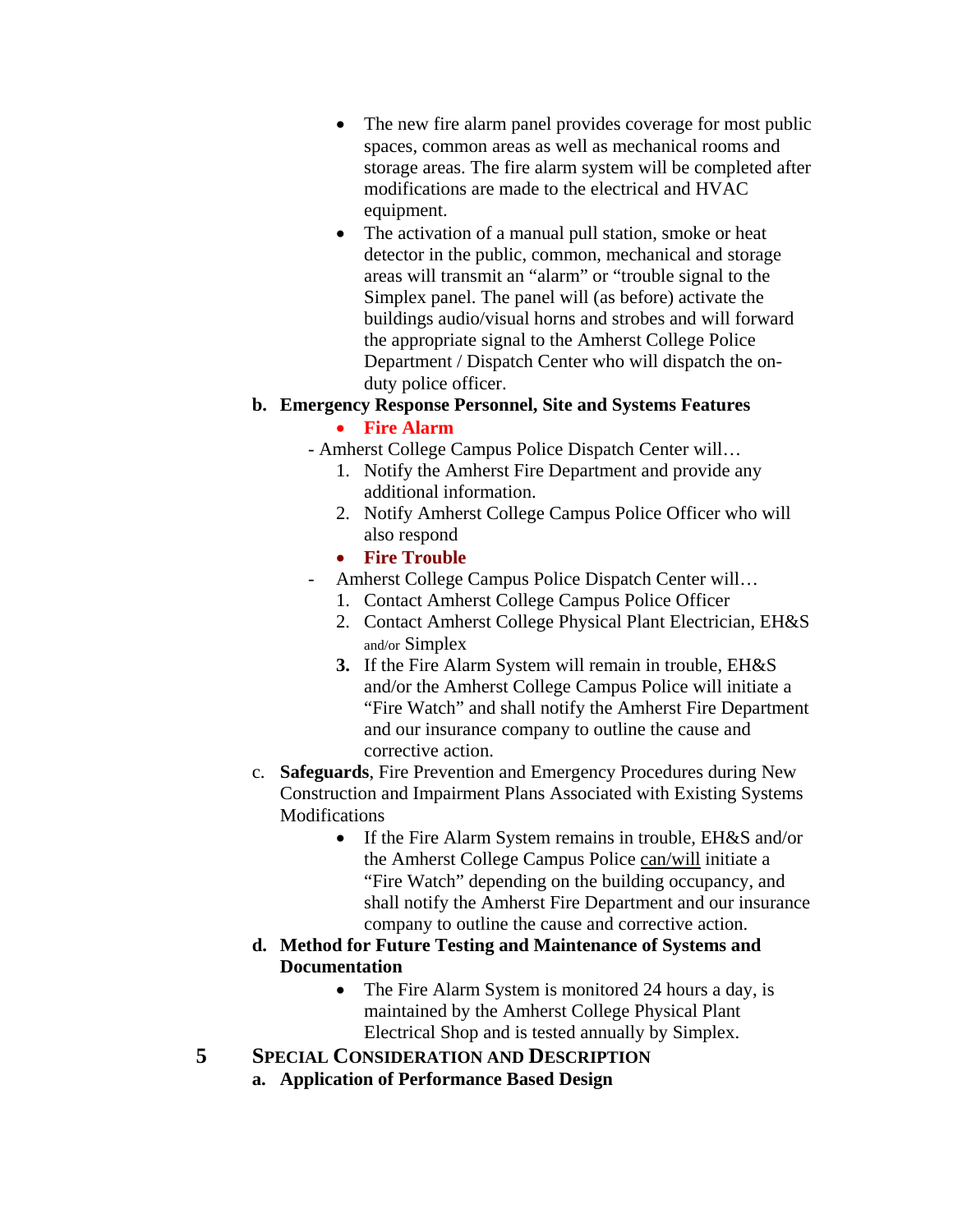- The new fire alarm panel provides coverage for most public spaces, common areas as well as mechanical rooms and storage areas. The fire alarm system will be completed after modifications are made to the electrical and HVAC equipment.
- The activation of a manual pull station, smoke or heat detector in the public, common, mechanical and storage areas will transmit an "alarm" or "trouble signal to the Simplex panel. The panel will (as before) activate the buildings audio/visual horns and strobes and will forward the appropriate signal to the Amherst College Police Department / Dispatch Center who will dispatch the on-duty police officer.

**b. Emergency Response Personnel, Site and Systems Features**

- **Fire Alarm**

- Amherst College Campus Police Dispatch Center will…

1. Notify the Amherst Fire Department and provide any additional information.
2. Notify Amherst College Campus Police Officer who will also respond

- **Fire Trouble**

- Amherst College Campus Police Dispatch Center will…

1. Contact Amherst College Campus Police Officer
2. Contact Amherst College Physical Plant Electrician, EH&S and/or Simplex
3. If the Fire Alarm System will remain in trouble, EH&S and/or the Amherst College Campus Police will initiate a "Fire Watch" and shall notify the Amherst Fire Department and our insurance company to outline the cause and corrective action.

c. **Safeguards**, Fire Prevention and Emergency Procedures during New Construction and Impairment Plans Associated with Existing Systems Modifications

- If the Fire Alarm System remains in trouble, EH&S and/or the Amherst College Campus Police can/will initiate a "Fire Watch" depending on the building occupancy, and shall notify the Amherst Fire Department and our insurance company to outline the cause and corrective action.

**d. Method for Future Testing and Maintenance of Systems and Documentation**

- The Fire Alarm System is monitored 24 hours a day, is maintained by the Amherst College Physical Plant Electrical Shop and is tested annually by Simplex.

## 5 SPECIAL CONSIDERATION AND DESCRIPTION

**a. Application of Performance Based Design**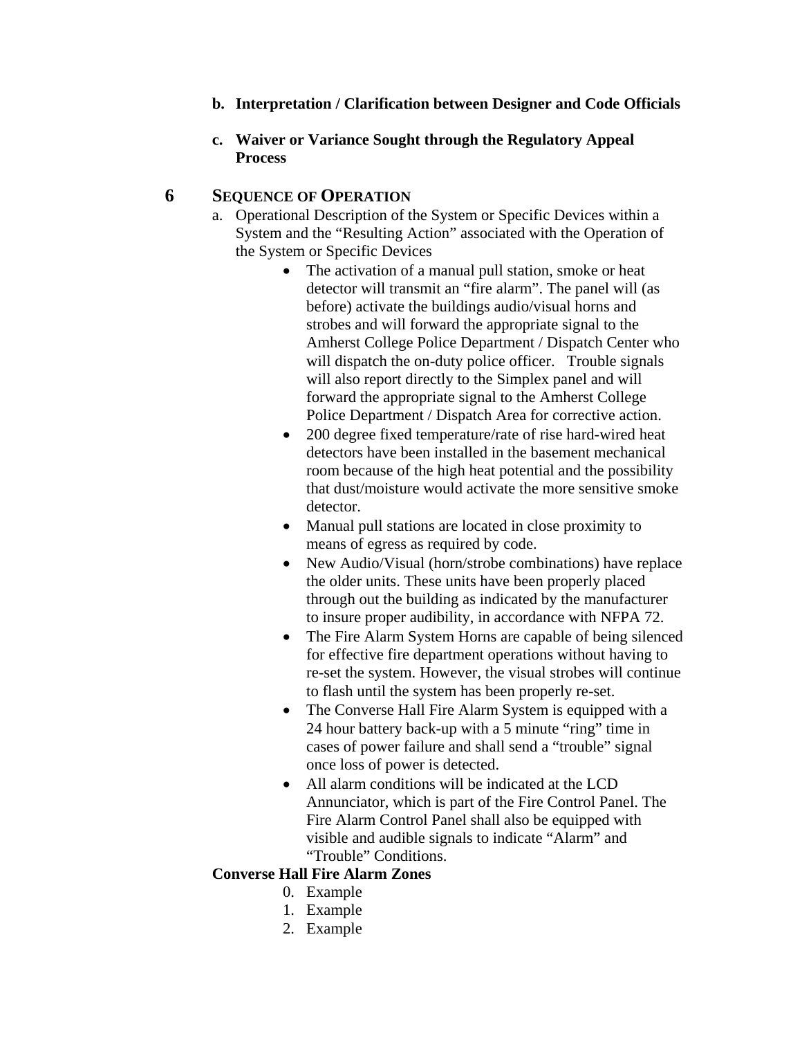b. **Interpretation / Clarification between Designer and Code Officials**

c. **Waiver or Variance Sought through the Regulatory Appeal Process**

## 6 SEQUENCE OF OPERATION

a. Operational Description of the System or Specific Devices within a System and the "Resulting Action" associated with the Operation of the System or Specific Devices

- The activation of a manual pull station, smoke or heat detector will transmit an "fire alarm". The panel will (as before) activate the buildings audio/visual horns and strobes and will forward the appropriate signal to the Amherst College Police Department / Dispatch Center who will dispatch the on-duty police officer. Trouble signals will also report directly to the Simplex panel and will forward the appropriate signal to the Amherst College Police Department / Dispatch Area for corrective action.
- 200 degree fixed temperature/rate of rise hard-wired heat detectors have been installed in the basement mechanical room because of the high heat potential and the possibility that dust/moisture would activate the more sensitive smoke detector.
- Manual pull stations are located in close proximity to means of egress as required by code.
- New Audio/Visual (horn/strobe combinations) have replace the older units. These units have been properly placed through out the building as indicated by the manufacturer to insure proper audibility, in accordance with NFPA 72.
- The Fire Alarm System Horns are capable of being silenced for effective fire department operations without having to re-set the system. However, the visual strobes will continue to flash until the system has been properly re-set.
- The Converse Hall Fire Alarm System is equipped with a 24 hour battery back-up with a 5 minute "ring" time in cases of power failure and shall send a "trouble" signal once loss of power is detected.
- All alarm conditions will be indicated at the LCD Annunciator, which is part of the Fire Control Panel. The Fire Alarm Control Panel shall also be equipped with visible and audible signals to indicate "Alarm" and "Trouble" Conditions.

**Converse Hall Fire Alarm Zones**

0. Example
1. Example
2. Example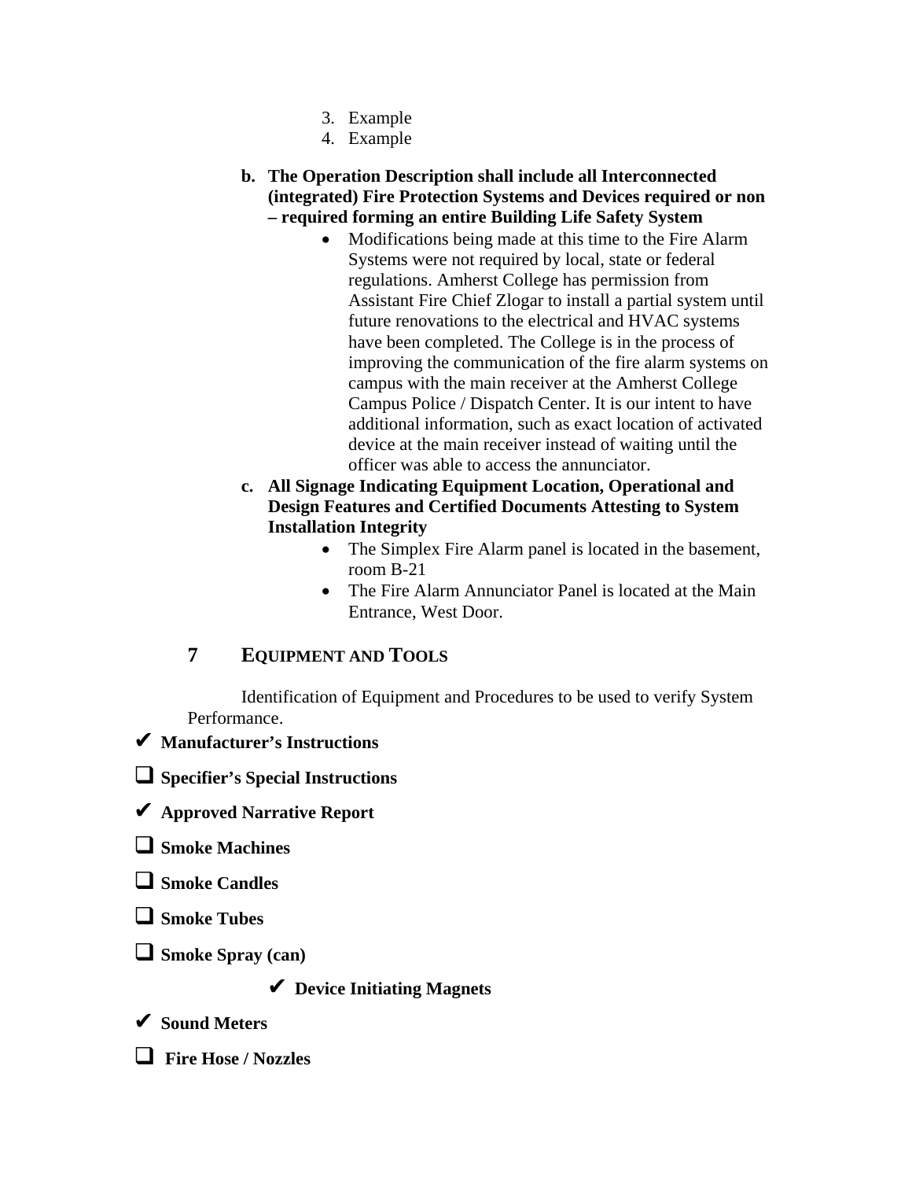3. Example
4. Example

**b. The Operation Description shall include all Interconnected (integrated) Fire Protection Systems and Devices required or non – required forming an entire Building Life Safety System**

- Modifications being made at this time to the Fire Alarm Systems were not required by local, state or federal regulations. Amherst College has permission from Assistant Fire Chief Zlogar to install a partial system until future renovations to the electrical and HVAC systems have been completed. The College is in the process of improving the communication of the fire alarm systems on campus with the main receiver at the Amherst College Campus Police / Dispatch Center. It is our intent to have additional information, such as exact location of activated device at the main receiver instead of waiting until the officer was able to access the annunciator.

**c. All Signage Indicating Equipment Location, Operational and Design Features and Certified Documents Attesting to System Installation Integrity**

- The Simplex Fire Alarm panel is located in the basement, room B-21
- The Fire Alarm Annunciator Panel is located at the Main Entrance, West Door.

## 7 EQUIPMENT AND TOOLS

Identification of Equipment and Procedures to be used to verify System Performance.

✔ **Manufacturer's Instructions**

❑ **Specifier's Special Instructions**

✔ **Approved Narrative Report**

❑ **Smoke Machines**

❑ **Smoke Candles**

❑ **Smoke Tubes**

❑ **Smoke Spray (can)**

✔ **Device Initiating Magnets**

✔ **Sound Meters**

❑ **Fire Hose / Nozzles**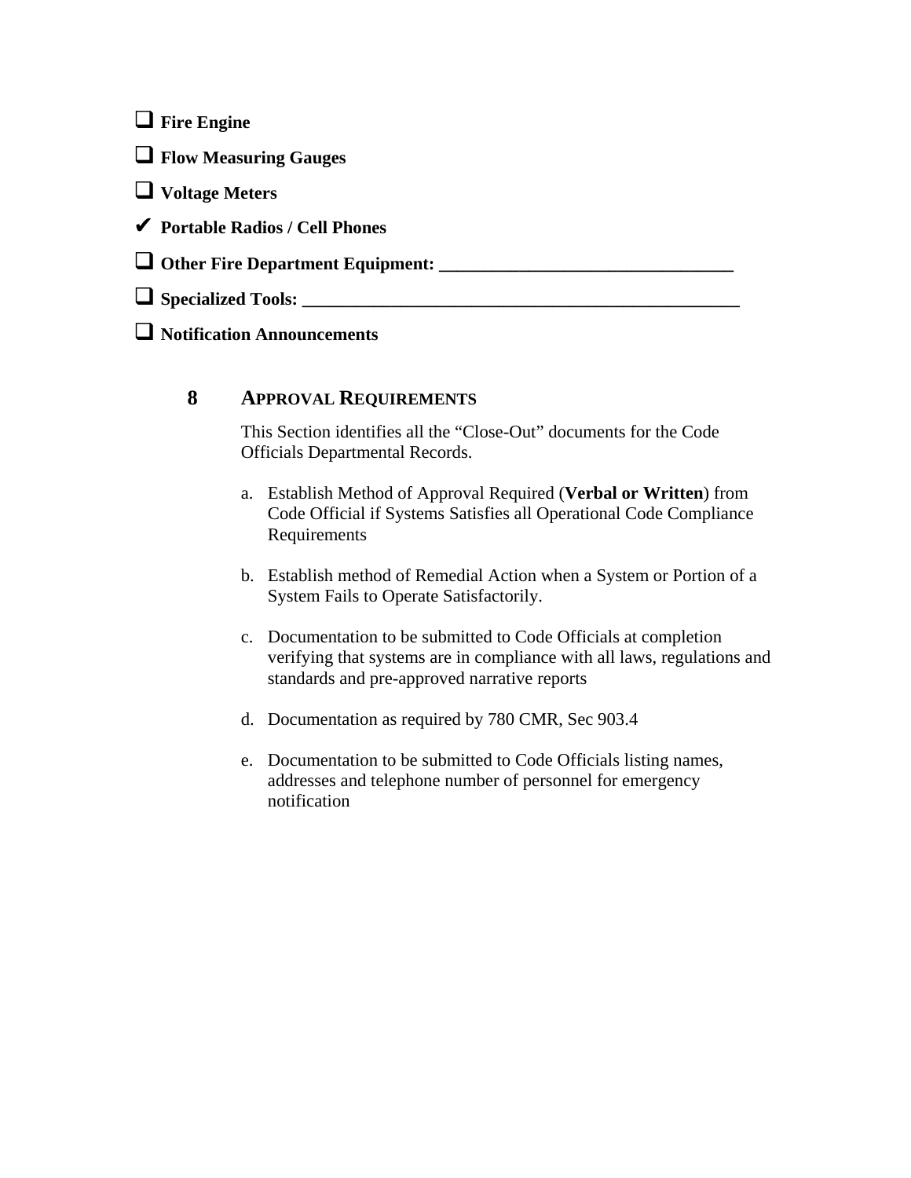- ❑ **Fire Engine**
- ❑ **Flow Measuring Gauges**
- ❑ **Voltage Meters**
- ✔ **Portable Radios / Cell Phones**
- ❑ **Other Fire Department Equipment: _________________________________**
- ❑ **Specialized Tools: ___________________________________________________**
- ❑ **Notification Announcements**

## 8 APPROVAL REQUIREMENTS

This Section identifies all the "Close-Out" documents for the Code Officials Departmental Records.

a. Establish Method of Approval Required (**Verbal or Written**) from Code Official if Systems Satisfies all Operational Code Compliance Requirements

b. Establish method of Remedial Action when a System or Portion of a System Fails to Operate Satisfactorily.

c. Documentation to be submitted to Code Officials at completion verifying that systems are in compliance with all laws, regulations and standards and pre-approved narrative reports

d. Documentation as required by 780 CMR, Sec 903.4

e. Documentation to be submitted to Code Officials listing names, addresses and telephone number of personnel for emergency notification